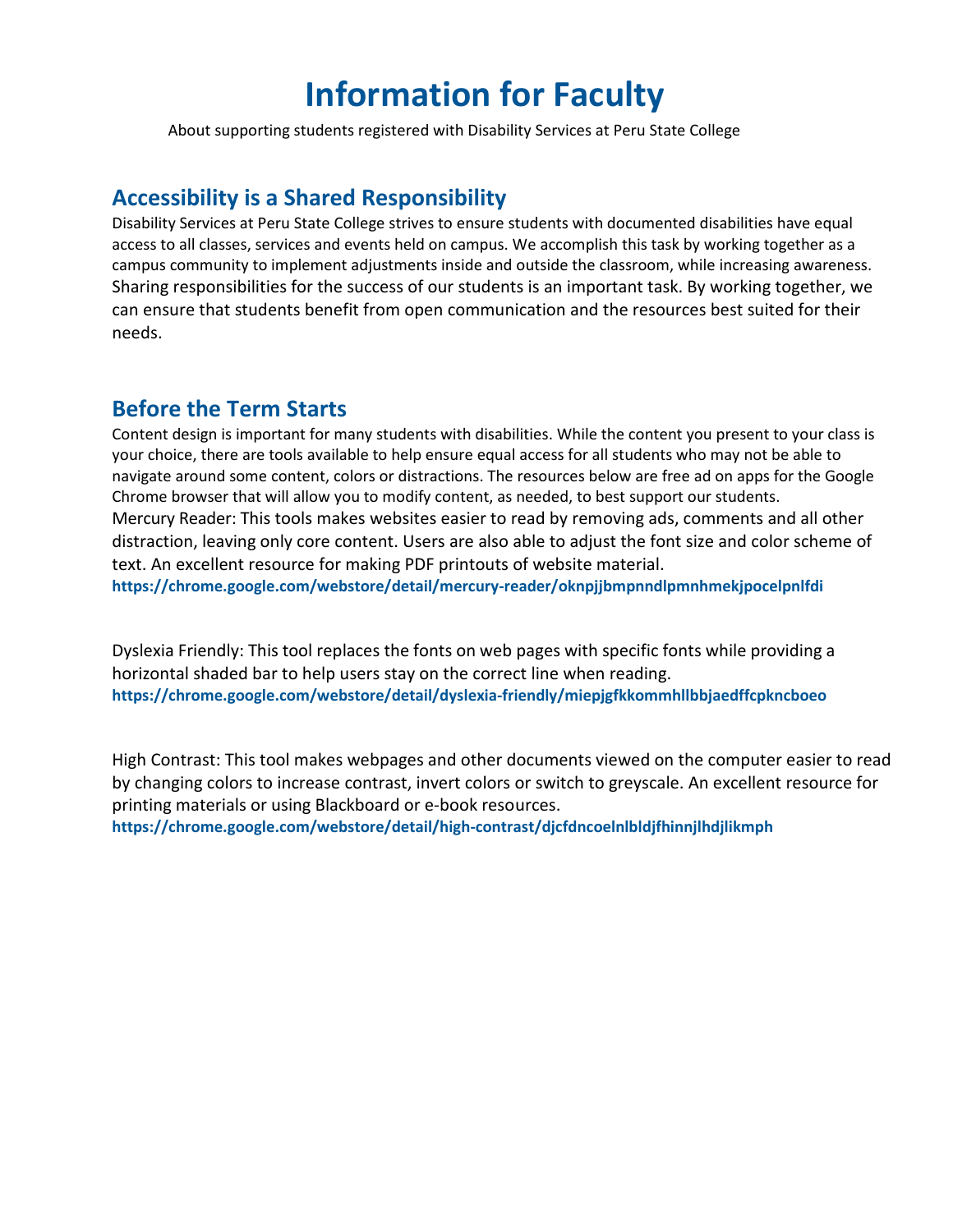# Information for Faculty

About supporting students registered with Disability Services at Peru State College

## Accessibility is a Shared Responsibility

Disability Services at Peru State College strives to ensure students with documented disabilities have equal access to all classes, services and events held on campus. We accomplish this task by working together as a campus community to implement adjustments inside and outside the classroom, while increasing awareness. Sharing responsibilities for the success of our students is an important task. By working together, we can ensure that students benefit from open communication and the resources best suited for their needs.

## Before the Term Starts

Content design is important for many students with disabilities. While the content you present to your class is your choice, there are tools available to help ensure equal access for all students who may not be able to navigate around some content, colors or distractions. The resources below are free ad on apps for the Google Chrome browser that will allow you to modify content, as needed, to best support our students.

Mercury Reader: This tools makes websites easier to read by removing ads, comments and all other distraction, leaving only core content. Users are also able to adjust the font size and color scheme of text. An excellent resource for making PDF printouts of website material.

**https://chrome.google.com/webstore/detail/mercury-reader/oknpjjbmpnndlpmnhmekjpocelpnlfdi**

Dyslexia Friendly: This tool replaces the fonts on web pages with specific fonts while providing a horizontal shaded bar to help users stay on the correct line when reading.

**https://chrome.google.com/webstore/detail/dyslexia-friendly/miepjgfkkommhllbbjaedffcpkncboeo**

High Contrast: This tool makes webpages and other documents viewed on the computer easier to read by changing colors to increase contrast, invert colors or switch to greyscale. An excellent resource for printing materials or using Blackboard or e-book resources.

**https://chrome.google.com/webstore/detail/high-contrast/djcfdncoelnlbldjfhinnjlhdjlikmph**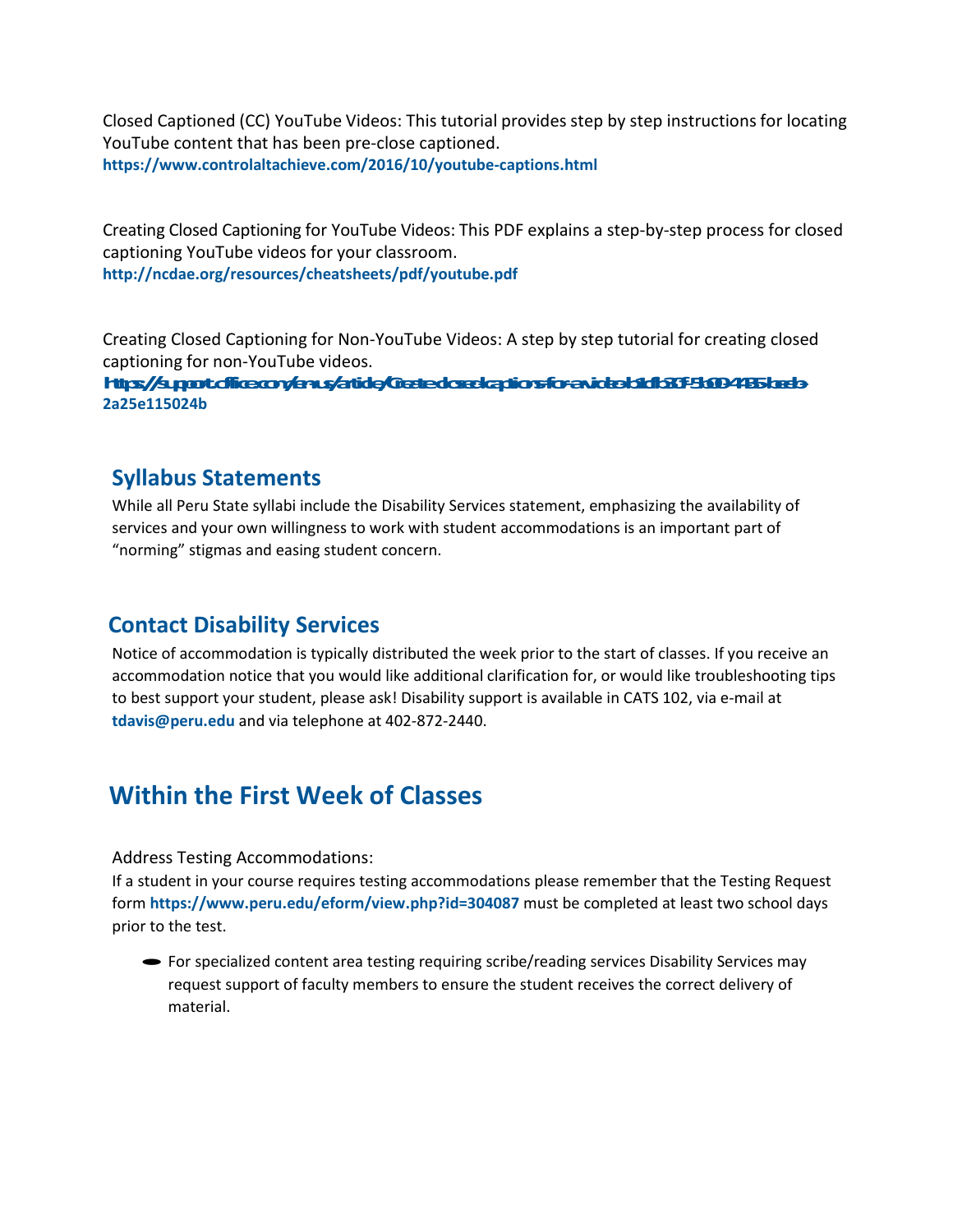Closed Captioned (CC) YouTube Videos: This tutorial provides step by step instructions for locating YouTube content that has been pre-close captioned.
**https://www.controlaltachieve.com/2016/10/youtube-captions.html**

Creating Closed Captioning for YouTube Videos: This PDF explains a step-by-step process for closed captioning YouTube videos for your classroom.
**http://ncdae.org/resources/cheatsheets/pdf/youtube.pdf**

Creating Closed Captioning for Non-YouTube Videos: A step by step tutorial for creating closed captioning for non-YouTube videos.
**https://support.office.com/en-us/article/Create-closed-captions-for-a-video-b1cfb30f-9b00-4435-beeb-2a25e115024b**

## Syllabus Statements

While all Peru State syllabi include the Disability Services statement, emphasizing the availability of services and your own willingness to work with student accommodations is an important part of "norming" stigmas and easing student concern.

## Contact Disability Services

Notice of accommodation is typically distributed the week prior to the start of classes. If you receive an accommodation notice that you would like additional clarification for, or would like troubleshooting tips to best support your student, please ask! Disability support is available in CATS 102, via e-mail at **tdavis@peru.edu** and via telephone at 402-872-2440.

# Within the First Week of Classes

Address Testing Accommodations:
If a student in your course requires testing accommodations please remember that the Testing Request form **https://www.peru.edu/eform/view.php?id=304087** must be completed at least two school days prior to the test.

- For specialized content area testing requiring scribe/reading services Disability Services may request support of faculty members to ensure the student receives the correct delivery of material.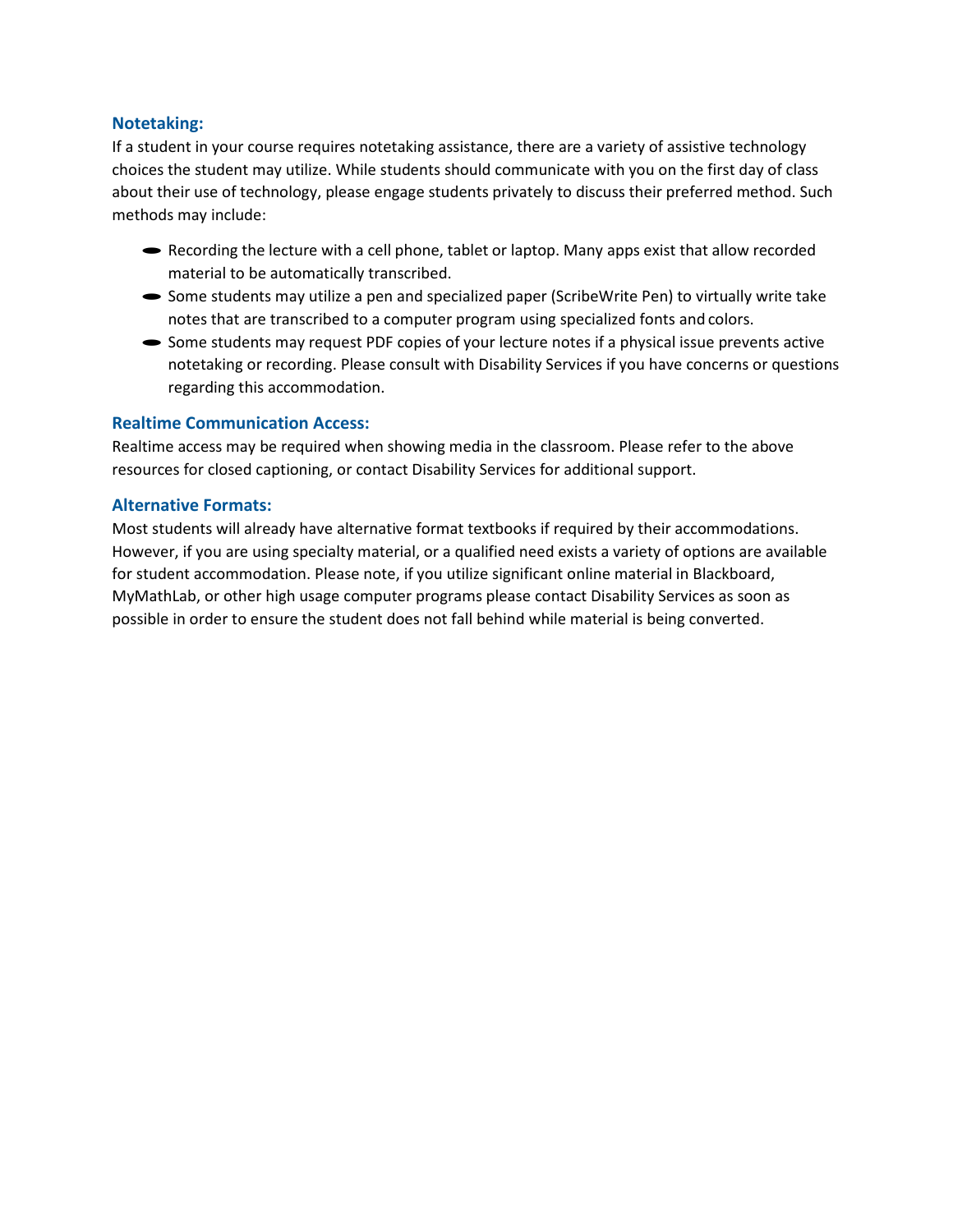### Notetaking:

If a student in your course requires notetaking assistance, there are a variety of assistive technology choices the student may utilize. While students should communicate with you on the first day of class about their use of technology, please engage students privately to discuss their preferred method. Such methods may include:

- Recording the lecture with a cell phone, tablet or laptop. Many apps exist that allow recorded material to be automatically transcribed.
- Some students may utilize a pen and specialized paper (ScribeWrite Pen) to virtually write take notes that are transcribed to a computer program using specialized fonts and colors.
- Some students may request PDF copies of your lecture notes if a physical issue prevents active notetaking or recording. Please consult with Disability Services if you have concerns or questions regarding this accommodation.

### Realtime Communication Access:

Realtime access may be required when showing media in the classroom. Please refer to the above resources for closed captioning, or contact Disability Services for additional support.

### Alternative Formats:

Most students will already have alternative format textbooks if required by their accommodations. However, if you are using specialty material, or a qualified need exists a variety of options are available for student accommodation. Please note, if you utilize significant online material in Blackboard, MyMathLab, or other high usage computer programs please contact Disability Services as soon as possible in order to ensure the student does not fall behind while material is being converted.